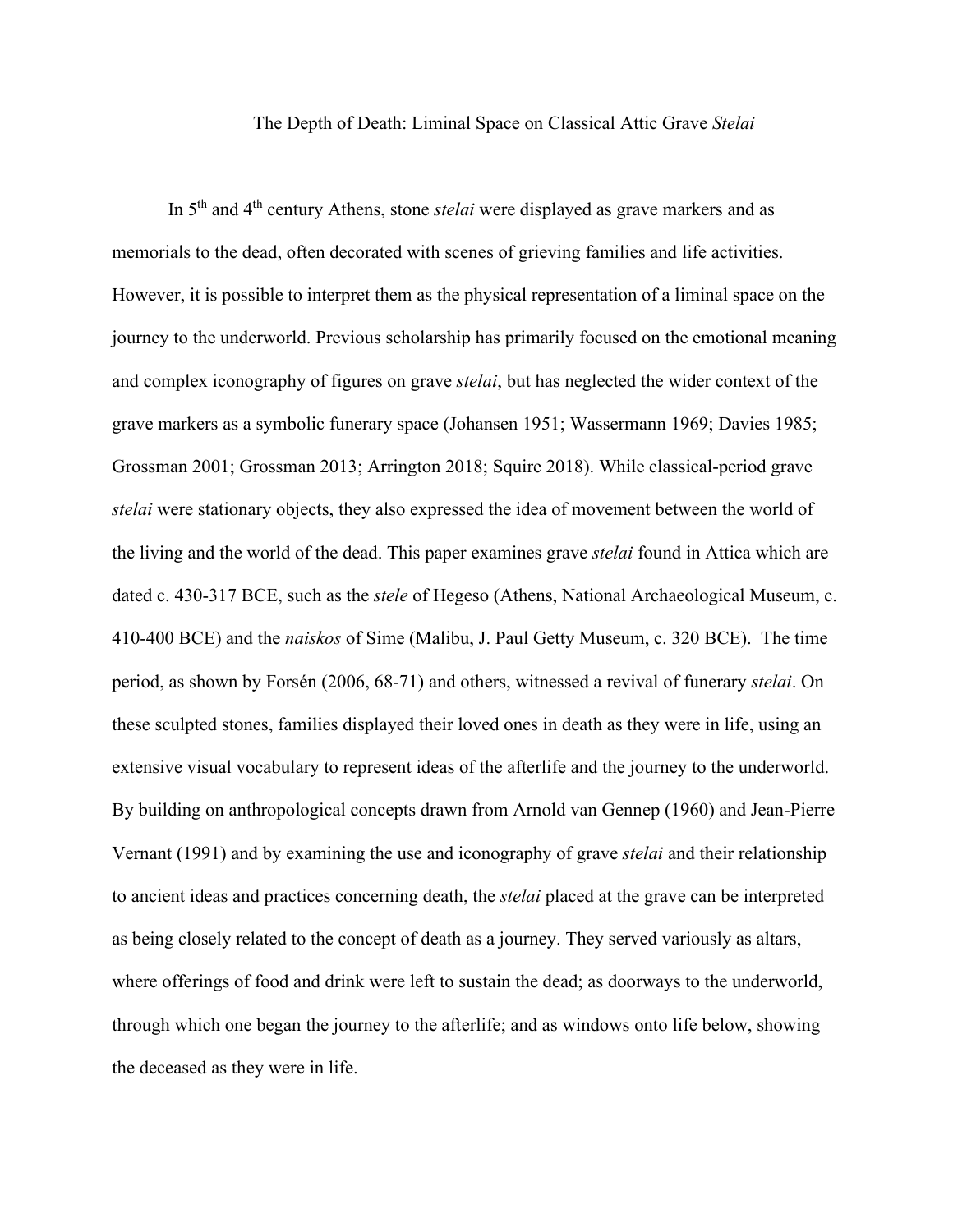# The Depth of Death: Liminal Space on Classical Attic Grave *Stelai*

In 5th and 4th century Athens, stone *stelai* were displayed as grave markers and as memorials to the dead, often decorated with scenes of grieving families and life activities. However, it is possible to interpret them as the physical representation of a liminal space on the journey to the underworld. Previous scholarship has primarily focused on the emotional meaning and complex iconography of figures on grave *stelai*, but has neglected the wider context of the grave markers as a symbolic funerary space (Johansen 1951; Wassermann 1969; Davies 1985; Grossman 2001; Grossman 2013; Arrington 2018; Squire 2018). While classical-period grave *stelai* were stationary objects, they also expressed the idea of movement between the world of the living and the world of the dead. This paper examines grave *stelai* found in Attica which are dated c. 430-317 BCE, such as the *stele* of Hegeso (Athens, National Archaeological Museum, c. 410-400 BCE) and the *naiskos* of Sime (Malibu, J. Paul Getty Museum, c. 320 BCE). The time period, as shown by Forsén (2006, 68-71) and others, witnessed a revival of funerary *stelai*. On these sculpted stones, families displayed their loved ones in death as they were in life, using an extensive visual vocabulary to represent ideas of the afterlife and the journey to the underworld. By building on anthropological concepts drawn from Arnold van Gennep (1960) and Jean-Pierre Vernant (1991) and by examining the use and iconography of grave *stelai* and their relationship to ancient ideas and practices concerning death, the *stelai* placed at the grave can be interpreted as being closely related to the concept of death as a journey. They served variously as altars, where offerings of food and drink were left to sustain the dead; as doorways to the underworld, through which one began the journey to the afterlife; and as windows onto life below, showing the deceased as they were in life.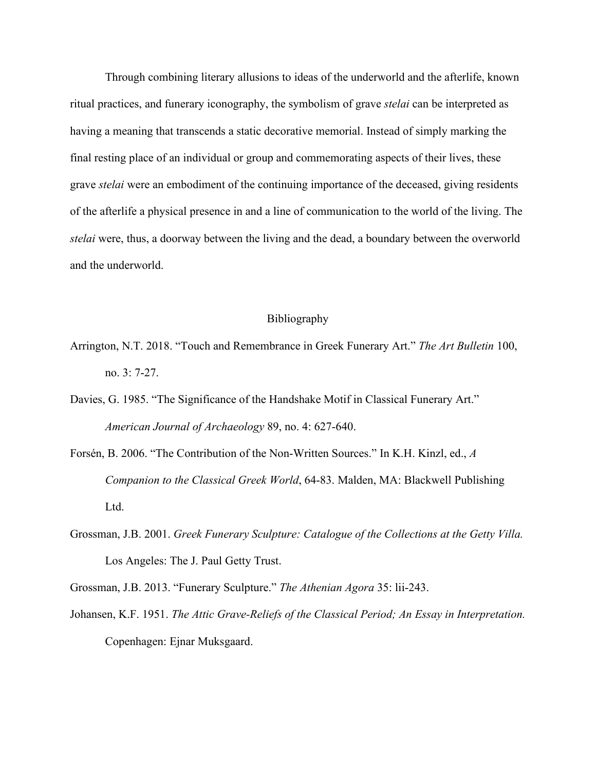Through combining literary allusions to ideas of the underworld and the afterlife, known ritual practices, and funerary iconography, the symbolism of grave *stelai* can be interpreted as having a meaning that transcends a static decorative memorial. Instead of simply marking the final resting place of an individual or group and commemorating aspects of their lives, these grave *stelai* were an embodiment of the continuing importance of the deceased, giving residents of the afterlife a physical presence in and a line of communication to the world of the living. The *stelai* were, thus, a doorway between the living and the dead, a boundary between the overworld and the underworld.

## Bibliography

Arrington, N.T. 2018. "Touch and Remembrance in Greek Funerary Art." *The Art Bulletin* 100, no. 3: 7-27.

Davies, G. 1985. "The Significance of the Handshake Motif in Classical Funerary Art." *American Journal of Archaeology* 89, no. 4: 627-640.

Forsén, B. 2006. "The Contribution of the Non-Written Sources." In K.H. Kinzl, ed., *A Companion to the Classical Greek World*, 64-83. Malden, MA: Blackwell Publishing Ltd.

Grossman, J.B. 2001. *Greek Funerary Sculpture: Catalogue of the Collections at the Getty Villa.* Los Angeles: The J. Paul Getty Trust.

Grossman, J.B. 2013. "Funerary Sculpture." *The Athenian Agora* 35: lii-243.

Johansen, K.F. 1951. *The Attic Grave-Reliefs of the Classical Period; An Essay in Interpretation.* Copenhagen: Ejnar Muksgaard.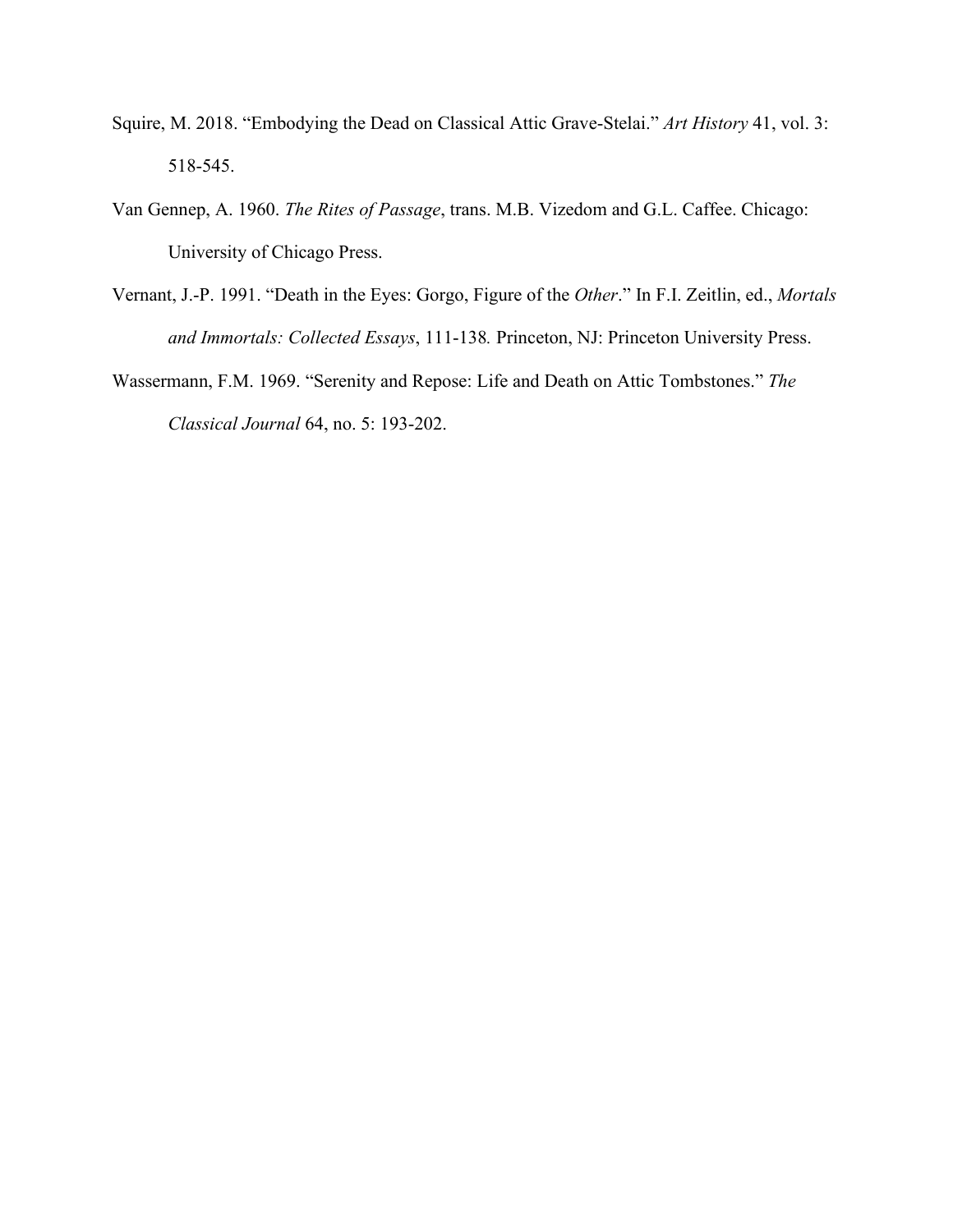Squire, M. 2018. "Embodying the Dead on Classical Attic Grave-Stelai." *Art History* 41, vol. 3: 518-545.

Van Gennep, A. 1960. *The Rites of Passage*, trans. M.B. Vizedom and G.L. Caffee. Chicago: University of Chicago Press.

Vernant, J.-P. 1991. "Death in the Eyes: Gorgo, Figure of the *Other*." In F.I. Zeitlin, ed., *Mortals and Immortals: Collected Essays*, 111-138. Princeton, NJ: Princeton University Press.

Wassermann, F.M. 1969. "Serenity and Repose: Life and Death on Attic Tombstones." *The Classical Journal* 64, no. 5: 193-202.